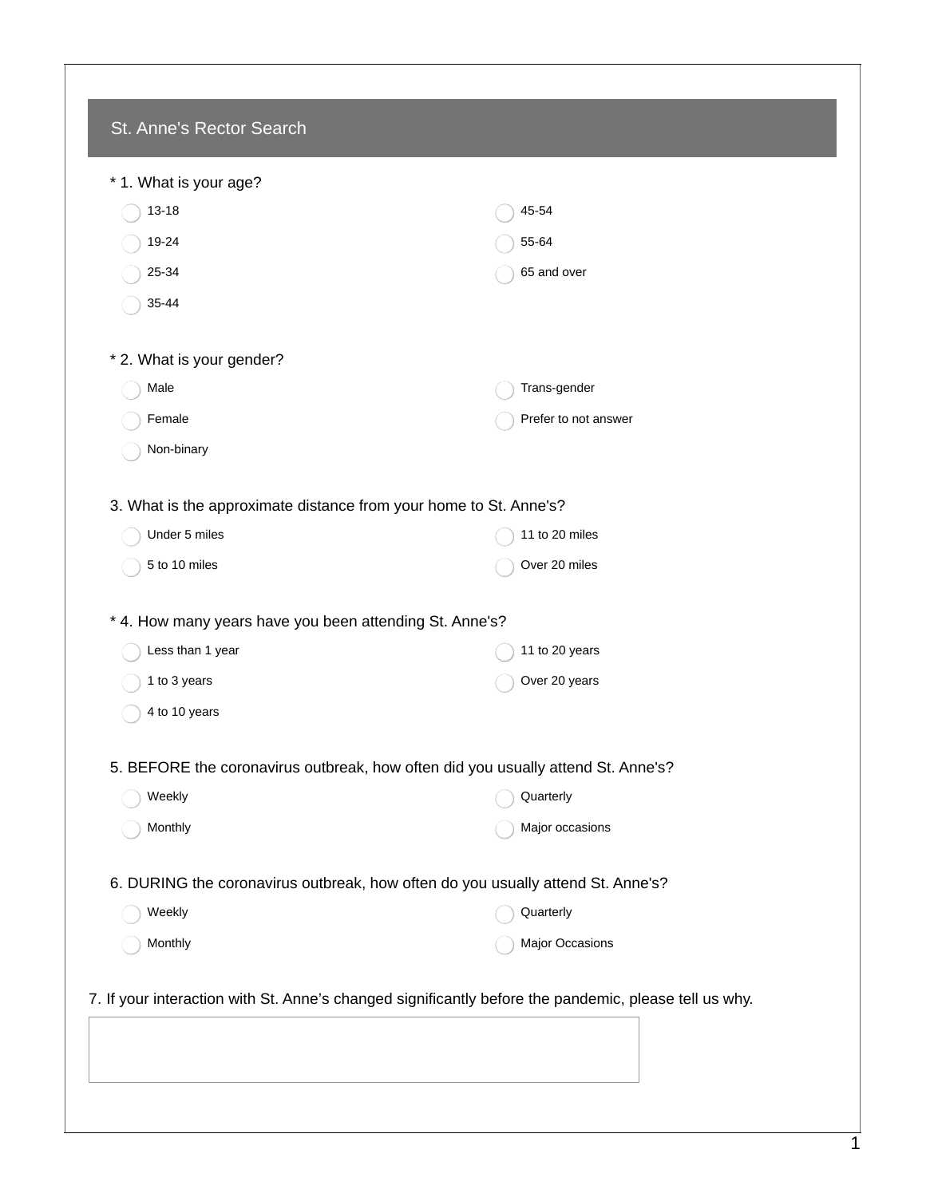# St. Anne's Rector Search

\* 1. What is your age?

- 13-18
- 19-24
- 25-34
- 35-44
- 45-54
- 55-64
- 65 and over

\* 2. What is your gender?

- Male
- Female
- Non-binary
- Trans-gender
- Prefer to not answer

3. What is the approximate distance from your home to St. Anne's?

- Under 5 miles
- 5 to 10 miles
- 11 to 20 miles
- Over 20 miles

\* 4. How many years have you been attending St. Anne's?

- Less than 1 year
- 1 to 3 years
- 4 to 10 years
- 11 to 20 years
- Over 20 years

5. BEFORE the coronavirus outbreak, how often did you usually attend St. Anne's?

- Weekly
- Monthly
- Quarterly
- Major occasions

6. DURING the coronavirus outbreak, how often do you usually attend St. Anne's?

- Weekly
- Monthly
- Quarterly
- Major Occasions

7. If your interaction with St. Anne's changed significantly before the pandemic, please tell us why.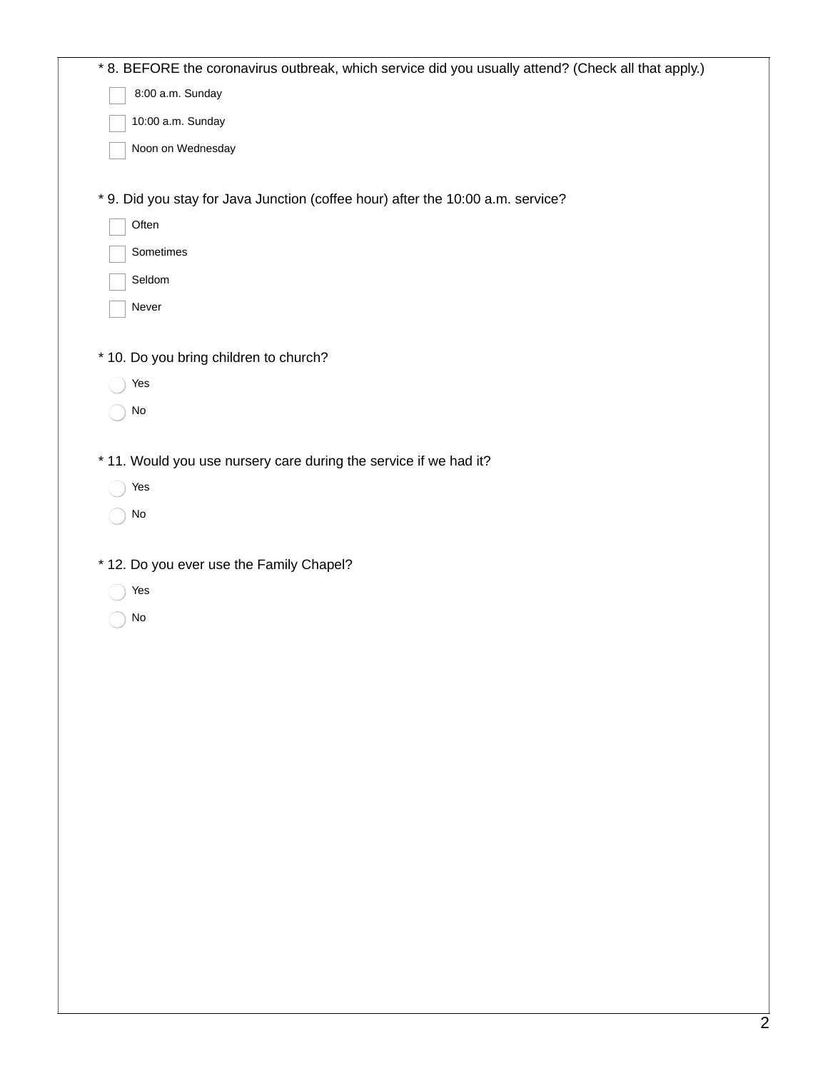* 8. BEFORE the coronavirus outbreak, which service did you usually attend? (Check all that apply.)

- [ ] 8:00 a.m. Sunday
- [ ] 10:00 a.m. Sunday
- [ ] Noon on Wednesday

* 9. Did you stay for Java Junction (coffee hour) after the 10:00 a.m. service?

- [ ] Often
- [ ] Sometimes
- [ ] Seldom
- [ ] Never

* 10. Do you bring children to church?

- ◯ Yes
- ◯ No

* 11. Would you use nursery care during the service if we had it?

- ◯ Yes
- ◯ No

* 12. Do you ever use the Family Chapel?

- ◯ Yes
- ◯ No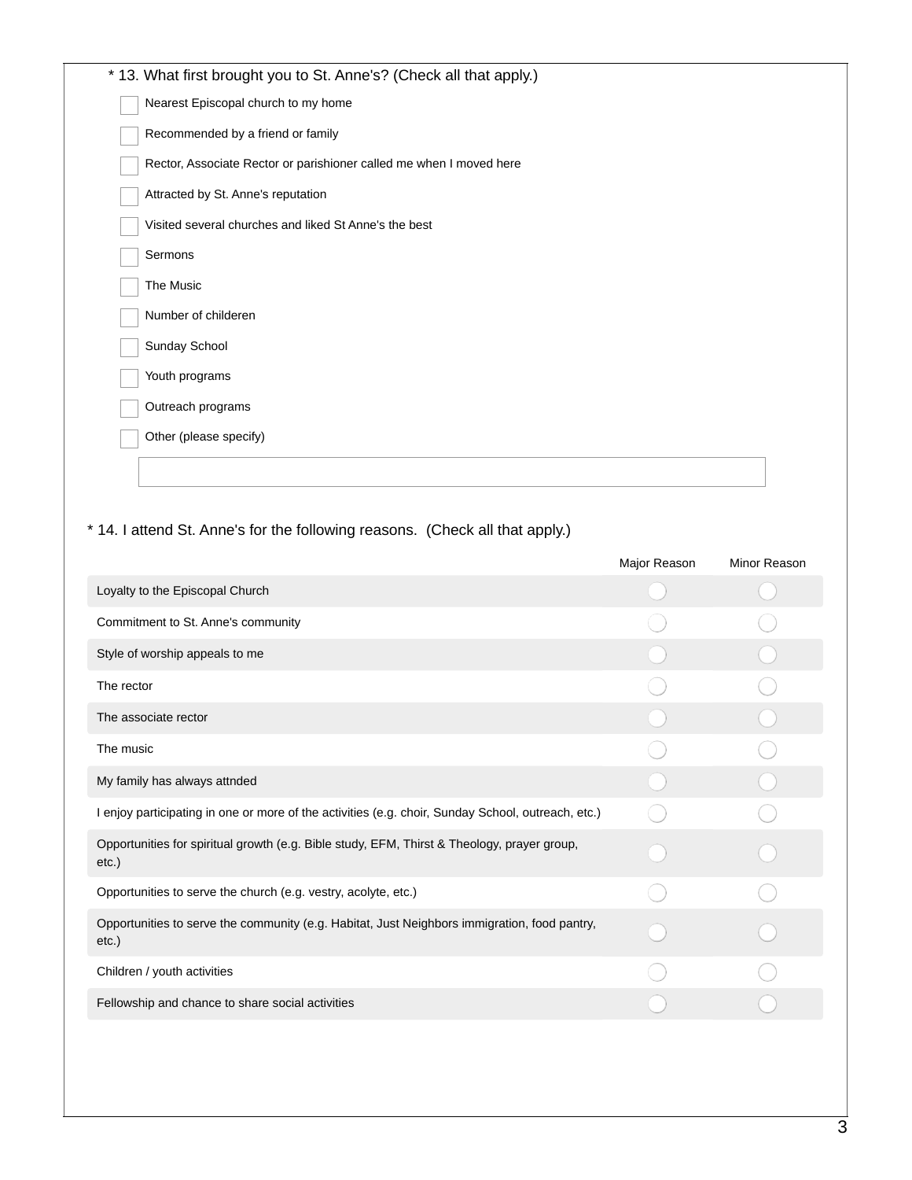\* 13. What first brought you to St. Anne's? (Check all that apply.)

- [ ] Nearest Episcopal church to my home
- [ ] Recommended by a friend or family
- [ ] Rector, Associate Rector or parishioner called me when I moved here
- [ ] Attracted by St. Anne's reputation
- [ ] Visited several churches and liked St Anne's the best
- [ ] Sermons
- [ ] The Music
- [ ] Number of childeren
- [ ] Sunday School
- [ ] Youth programs
- [ ] Outreach programs
- [ ] Other (please specify)

\* 14. I attend St. Anne's for the following reasons. (Check all that apply.)

| | Major Reason | Minor Reason |
|---|---|---|
| Loyalty to the Episcopal Church | ○ | ○ |
| Commitment to St. Anne's community | ○ | ○ |
| Style of worship appeals to me | ○ | ○ |
| The rector | ○ | ○ |
| The associate rector | ○ | ○ |
| The music | ○ | ○ |
| My family has always attnded | ○ | ○ |
| I enjoy participating in one or more of the activities (e.g. choir, Sunday School, outreach, etc.) | ○ | ○ |
| Opportunities for spiritual growth (e.g. Bible study, EFM, Thirst & Theology, prayer group, etc.) | ○ | ○ |
| Opportunities to serve the church (e.g. vestry, acolyte, etc.) | ○ | ○ |
| Opportunities to serve the community (e.g. Habitat, Just Neighbors immigration, food pantry, etc.) | ○ | ○ |
| Children / youth activities | ○ | ○ |
| Fellowship and chance to share social activities | ○ | ○ |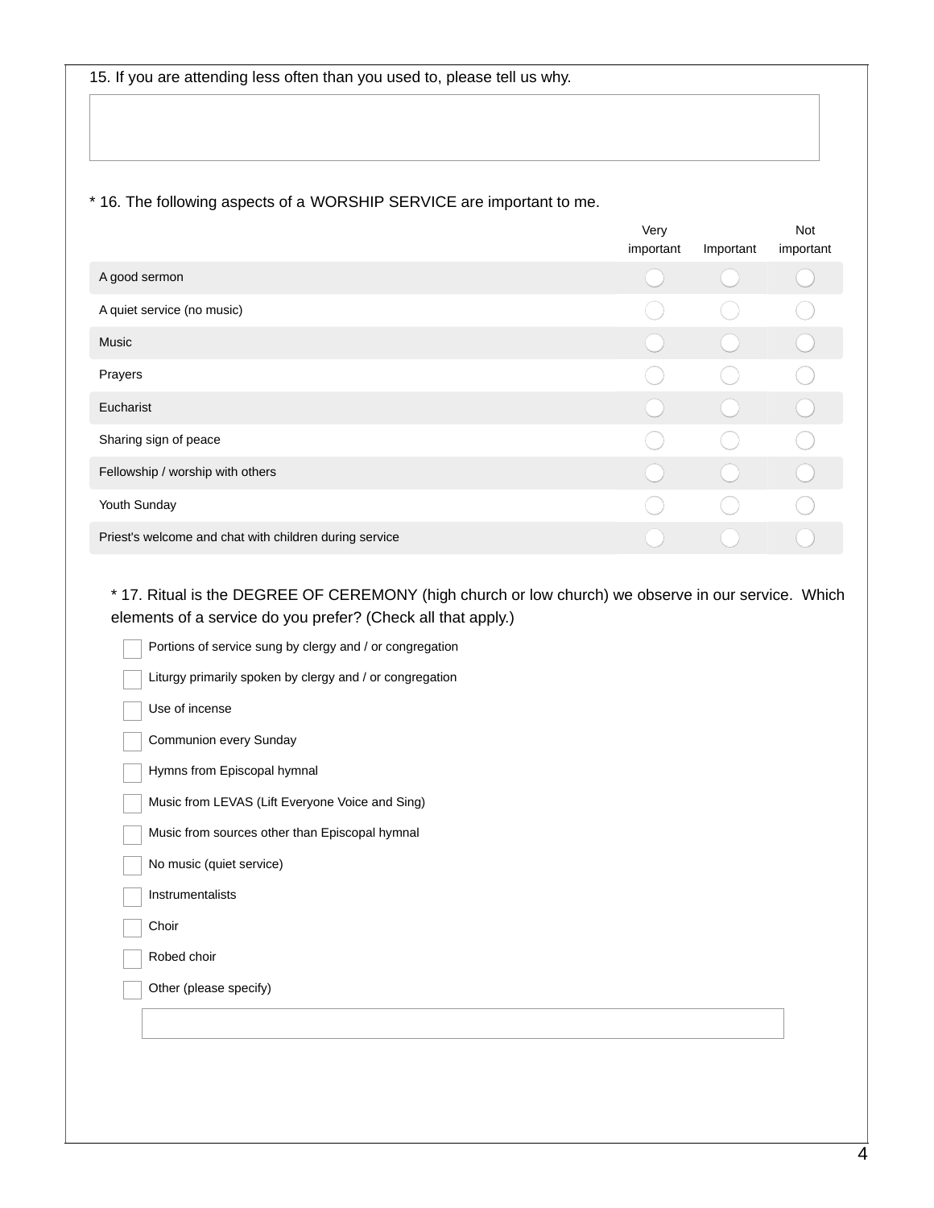15. If you are attending less often than you used to, please tell us why.

\* 16. The following aspects of a WORSHIP SERVICE are important to me.

| | Very important | Important | Not important |
|---|---|---|---|
| A good sermon | ◯ | ◯ | ◯ |
| A quiet service (no music) | ◯ | ◯ | ◯ |
| Music | ◯ | ◯ | ◯ |
| Prayers | ◯ | ◯ | ◯ |
| Eucharist | ◯ | ◯ | ◯ |
| Sharing sign of peace | ◯ | ◯ | ◯ |
| Fellowship / worship with others | ◯ | ◯ | ◯ |
| Youth Sunday | ◯ | ◯ | ◯ |
| Priest's welcome and chat with children during service | ◯ | ◯ | ◯ |

\* 17. Ritual is the DEGREE OF CEREMONY (high church or low church) we observe in our service. Which elements of a service do you prefer? (Check all that apply.)

- [ ] Portions of service sung by clergy and / or congregation
- [ ] Liturgy primarily spoken by clergy and / or congregation
- [ ] Use of incense
- [ ] Communion every Sunday
- [ ] Hymns from Episcopal hymnal
- [ ] Music from LEVAS (Lift Everyone Voice and Sing)
- [ ] Music from sources other than Episcopal hymnal
- [ ] No music (quiet service)
- [ ] Instrumentalists
- [ ] Choir
- [ ] Robed choir
- [ ] Other (please specify)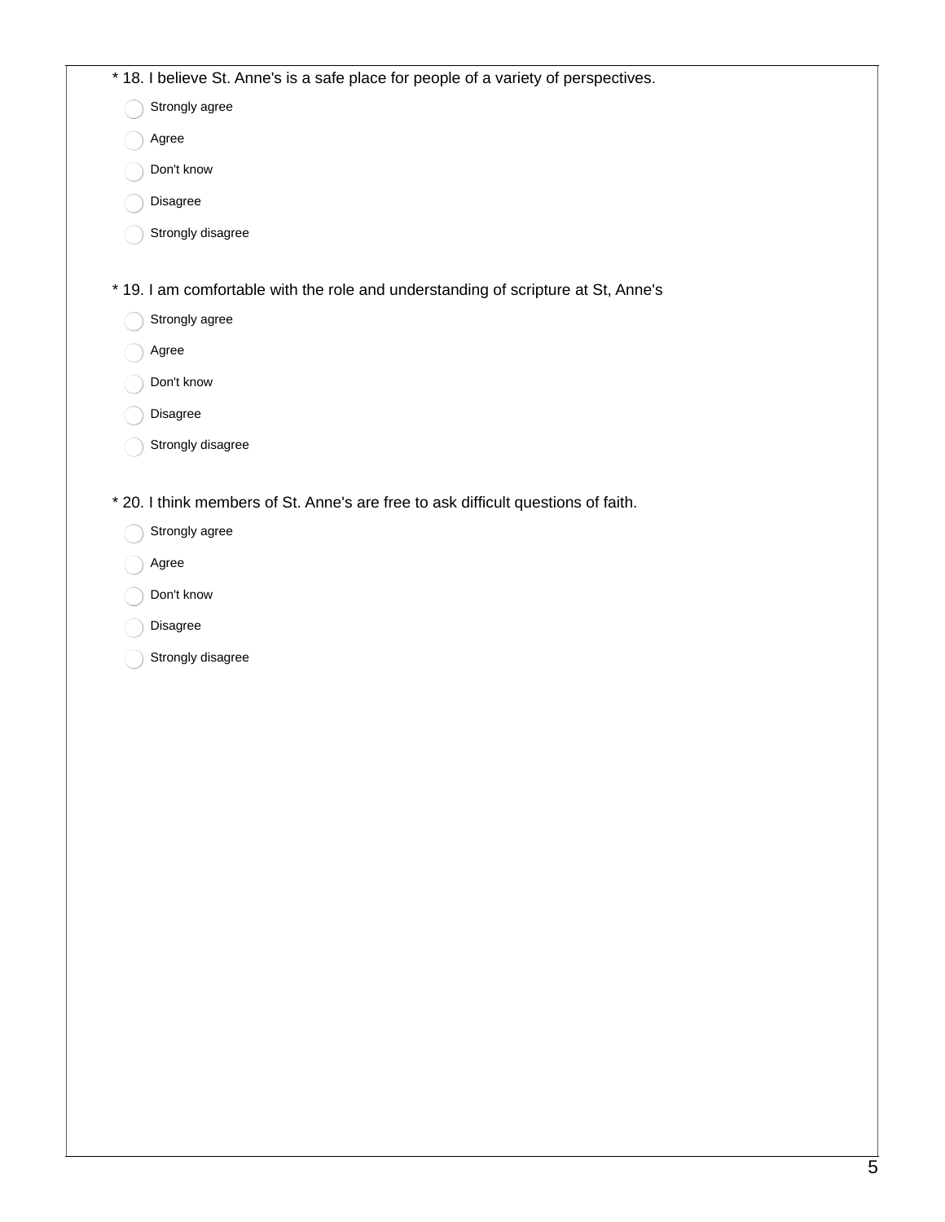* 18. I believe St. Anne's is a safe place for people of a variety of perspectives.

- Strongly agree
- Agree
- Don't know
- Disagree
- Strongly disagree

* 19. I am comfortable with the role and understanding of scripture at St, Anne's

- Strongly agree
- Agree
- Don't know
- Disagree
- Strongly disagree

* 20. I think members of St. Anne's are free to ask difficult questions of faith.

- Strongly agree
- Agree
- Don't know
- Disagree
- Strongly disagree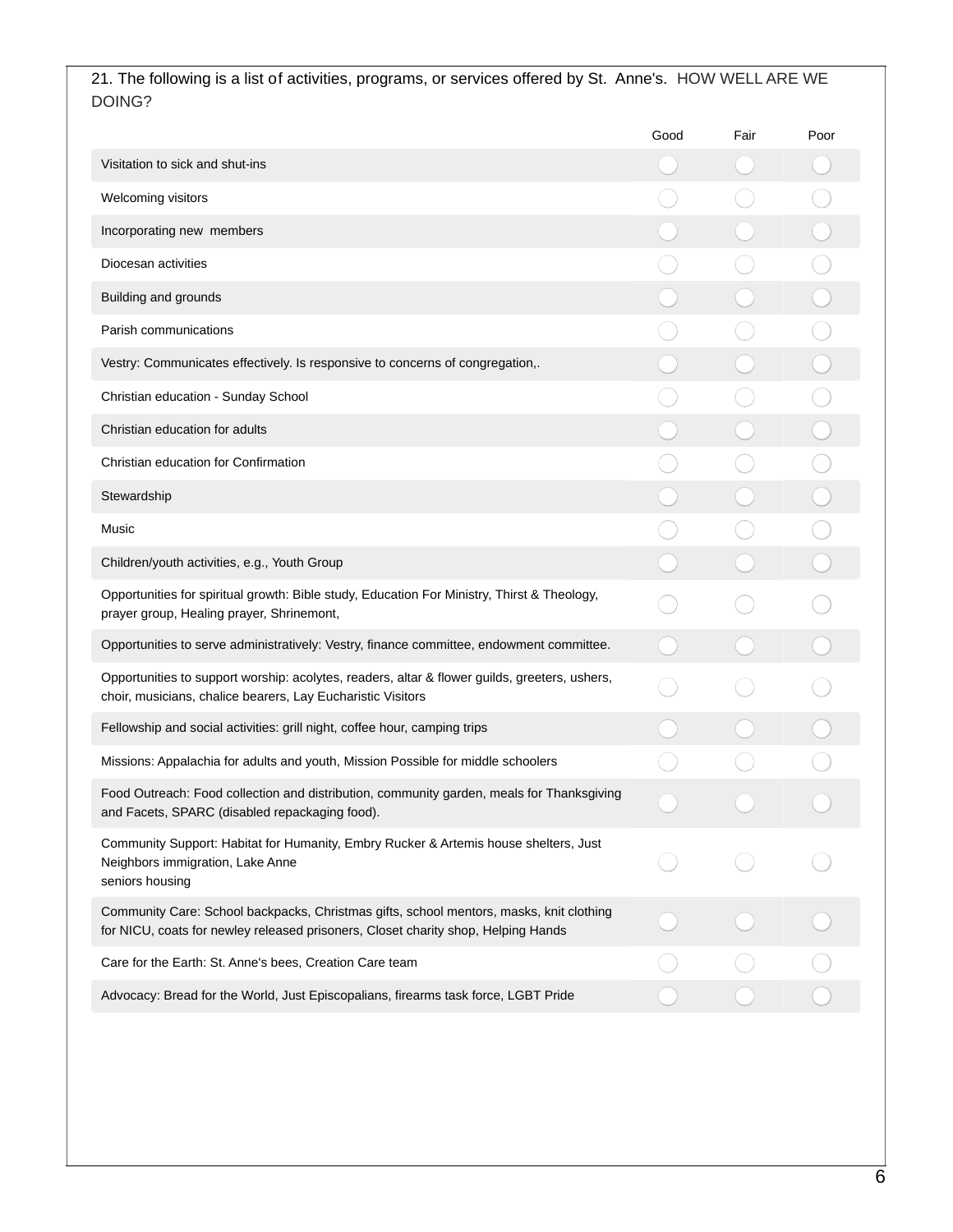21. The following is a list of activities, programs, or services offered by St. Anne's. HOW WELL ARE WE DOING?

| | Good | Fair | Poor |
|---|---|---|---|
| Visitation to sick and shut-ins | ◯ | ◯ | ◯ |
| Welcoming visitors | ◯ | ◯ | ◯ |
| Incorporating new members | ◯ | ◯ | ◯ |
| Diocesan activities | ◯ | ◯ | ◯ |
| Building and grounds | ◯ | ◯ | ◯ |
| Parish communications | ◯ | ◯ | ◯ |
| Vestry: Communicates effectively. Is responsive to concerns of congregation,. | ◯ | ◯ | ◯ |
| Christian education - Sunday School | ◯ | ◯ | ◯ |
| Christian education for adults | ◯ | ◯ | ◯ |
| Christian education for Confirmation | ◯ | ◯ | ◯ |
| Stewardship | ◯ | ◯ | ◯ |
| Music | ◯ | ◯ | ◯ |
| Children/youth activities, e.g., Youth Group | ◯ | ◯ | ◯ |
| Opportunities for spiritual growth: Bible study, Education For Ministry, Thirst & Theology, prayer group, Healing prayer, Shrinemont, | ◯ | ◯ | ◯ |
| Opportunities to serve administratively: Vestry, finance committee, endowment committee. | ◯ | ◯ | ◯ |
| Opportunities to support worship: acolytes, readers, altar & flower guilds, greeters, ushers, choir, musicians, chalice bearers, Lay Eucharistic Visitors | ◯ | ◯ | ◯ |
| Fellowship and social activities: grill night, coffee hour, camping trips | ◯ | ◯ | ◯ |
| Missions: Appalachia for adults and youth, Mission Possible for middle schoolers | ◯ | ◯ | ◯ |
| Food Outreach: Food collection and distribution, community garden, meals for Thanksgiving and Facets, SPARC (disabled repackaging food). | ◯ | ◯ | ◯ |
| Community Support: Habitat for Humanity, Embry Rucker & Artemis house shelters, Just Neighbors immigration, Lake Anne seniors housing | ◯ | ◯ | ◯ |
| Community Care: School backpacks, Christmas gifts, school mentors, masks, knit clothing for NICU, coats for newley released prisoners, Closet charity shop, Helping Hands | ◯ | ◯ | ◯ |
| Care for the Earth: St. Anne's bees, Creation Care team | ◯ | ◯ | ◯ |
| Advocacy: Bread for the World, Just Episcopalians, firearms task force, LGBT Pride | ◯ | ◯ | ◯ |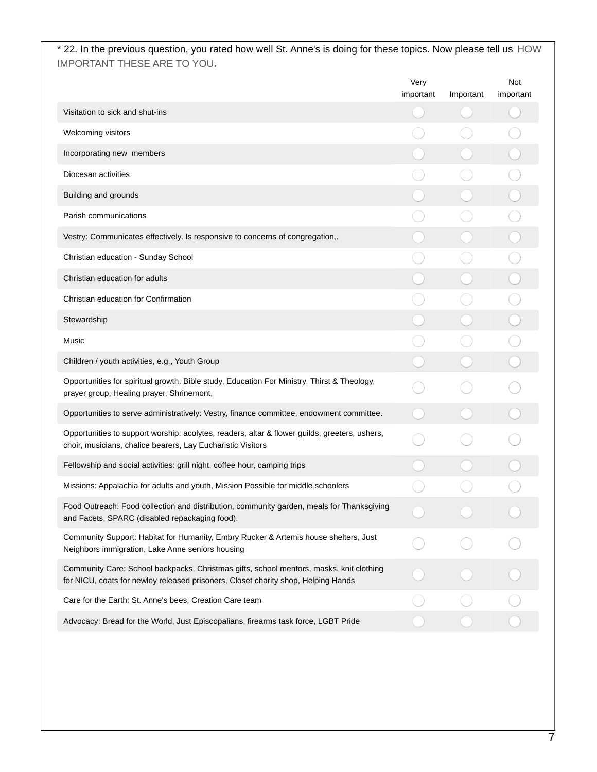\* 22. In the previous question, you rated how well St. Anne's is doing for these topics. Now please tell us HOW IMPORTANT THESE ARE TO YOU.

| | Very important | Important | Not important |
|---|---|---|---|
| Visitation to sick and shut-ins | ◯ | ◯ | ◯ |
| Welcoming visitors | ◯ | ◯ | ◯ |
| Incorporating new members | ◯ | ◯ | ◯ |
| Diocesan activities | ◯ | ◯ | ◯ |
| Building and grounds | ◯ | ◯ | ◯ |
| Parish communications | ◯ | ◯ | ◯ |
| Vestry: Communicates effectively. Is responsive to concerns of congregation,. | ◯ | ◯ | ◯ |
| Christian education - Sunday School | ◯ | ◯ | ◯ |
| Christian education for adults | ◯ | ◯ | ◯ |
| Christian education for Confirmation | ◯ | ◯ | ◯ |
| Stewardship | ◯ | ◯ | ◯ |
| Music | ◯ | ◯ | ◯ |
| Children / youth activities, e.g., Youth Group | ◯ | ◯ | ◯ |
| Opportunities for spiritual growth: Bible study, Education For Ministry, Thirst & Theology, prayer group, Healing prayer, Shrinemont, | ◯ | ◯ | ◯ |
| Opportunities to serve administratively: Vestry, finance committee, endowment committee. | ◯ | ◯ | ◯ |
| Opportunities to support worship: acolytes, readers, altar & flower guilds, greeters, ushers, choir, musicians, chalice bearers, Lay Eucharistic Visitors | ◯ | ◯ | ◯ |
| Fellowship and social activities: grill night, coffee hour, camping trips | ◯ | ◯ | ◯ |
| Missions: Appalachia for adults and youth, Mission Possible for middle schoolers | ◯ | ◯ | ◯ |
| Food Outreach: Food collection and distribution, community garden, meals for Thanksgiving and Facets, SPARC (disabled repackaging food). | ◯ | ◯ | ◯ |
| Community Support: Habitat for Humanity, Embry Rucker & Artemis house shelters, Just Neighbors immigration, Lake Anne seniors housing | ◯ | ◯ | ◯ |
| Community Care: School backpacks, Christmas gifts, school mentors, masks, knit clothing for NICU, coats for newley released prisoners, Closet charity shop, Helping Hands | ◯ | ◯ | ◯ |
| Care for the Earth: St. Anne's bees, Creation Care team | ◯ | ◯ | ◯ |
| Advocacy: Bread for the World, Just Episcopalians, firearms task force, LGBT Pride | ◯ | ◯ | ◯ |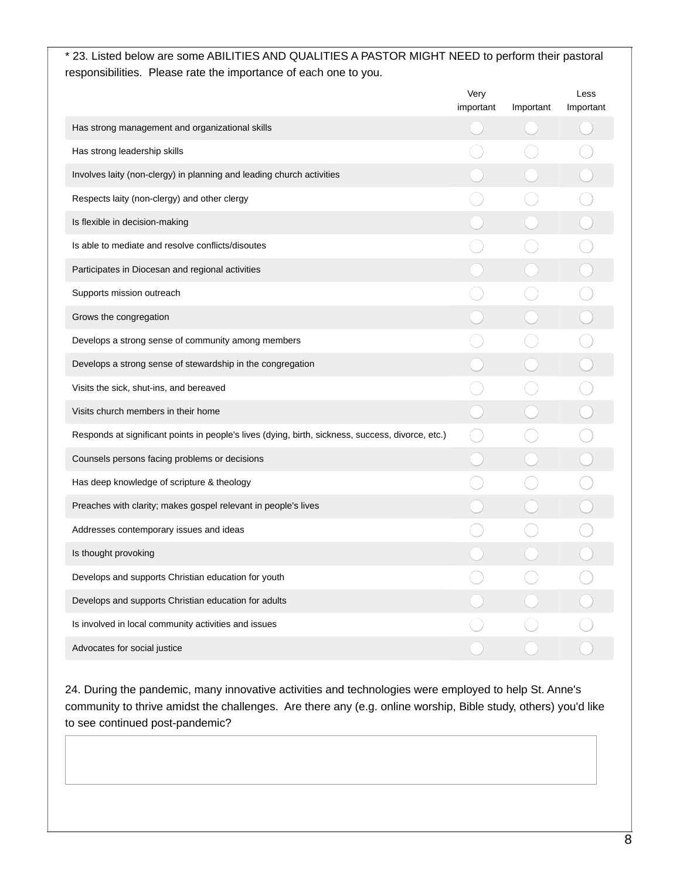* 23. Listed below are some ABILITIES AND QUALITIES A PASTOR MIGHT NEED to perform their pastoral responsibilities. Please rate the importance of each one to you.

| | Very important | Important | Less Important |
|---|---|---|---|
| Has strong management and organizational skills | ◯ | ◯ | ◯ |
| Has strong leadership skills | ◯ | ◯ | ◯ |
| Involves laity (non-clergy) in planning and leading church activities | ◯ | ◯ | ◯ |
| Respects laity (non-clergy) and other clergy | ◯ | ◯ | ◯ |
| Is flexible in decision-making | ◯ | ◯ | ◯ |
| Is able to mediate and resolve conflicts/disoutes | ◯ | ◯ | ◯ |
| Participates in Diocesan and regional activities | ◯ | ◯ | ◯ |
| Supports mission outreach | ◯ | ◯ | ◯ |
| Grows the congregation | ◯ | ◯ | ◯ |
| Develops a strong sense of community among members | ◯ | ◯ | ◯ |
| Develops a strong sense of stewardship in the congregation | ◯ | ◯ | ◯ |
| Visits the sick, shut-ins, and bereaved | ◯ | ◯ | ◯ |
| Visits church members in their home | ◯ | ◯ | ◯ |
| Responds at significant points in people's lives (dying, birth, sickness, success, divorce, etc.) | ◯ | ◯ | ◯ |
| Counsels persons facing problems or decisions | ◯ | ◯ | ◯ |
| Has deep knowledge of scripture & theology | ◯ | ◯ | ◯ |
| Preaches with clarity; makes gospel relevant in people's lives | ◯ | ◯ | ◯ |
| Addresses contemporary issues and ideas | ◯ | ◯ | ◯ |
| Is thought provoking | ◯ | ◯ | ◯ |
| Develops and supports Christian education for youth | ◯ | ◯ | ◯ |
| Develops and supports Christian education for adults | ◯ | ◯ | ◯ |
| Is involved in local community activities and issues | ◯ | ◯ | ◯ |
| Advocates for social justice | ◯ | ◯ | ◯ |

24. During the pandemic, many innovative activities and technologies were employed to help St. Anne's community to thrive amidst the challenges. Are there any (e.g. online worship, Bible study, others) you'd like to see continued post-pandemic?

[ ]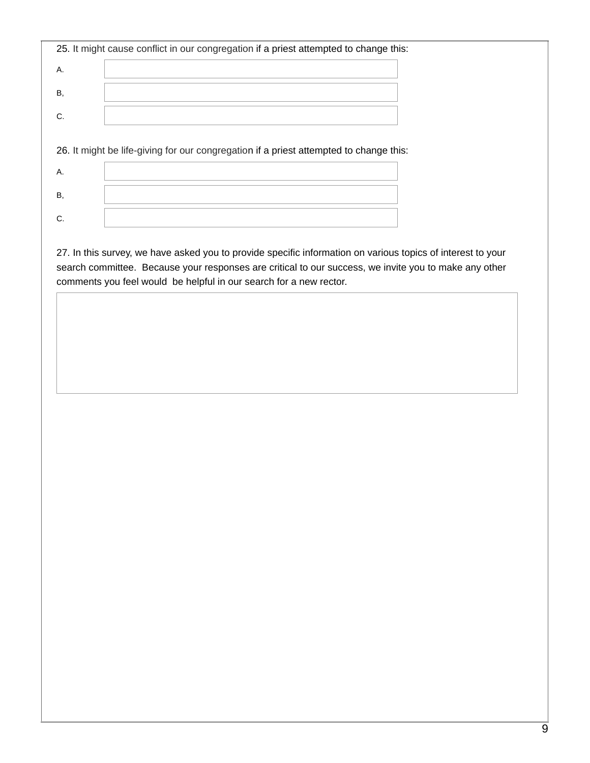25. It might cause conflict in our congregation if a priest attempted to change this:

A.

B,

C.

26. It might be life-giving for our congregation if a priest attempted to change this:

A.

B,

C.

27. In this survey, we have asked you to provide specific information on various topics of interest to your search committee. Because your responses are critical to our success, we invite you to make any other comments you feel would be helpful in our search for a new rector.